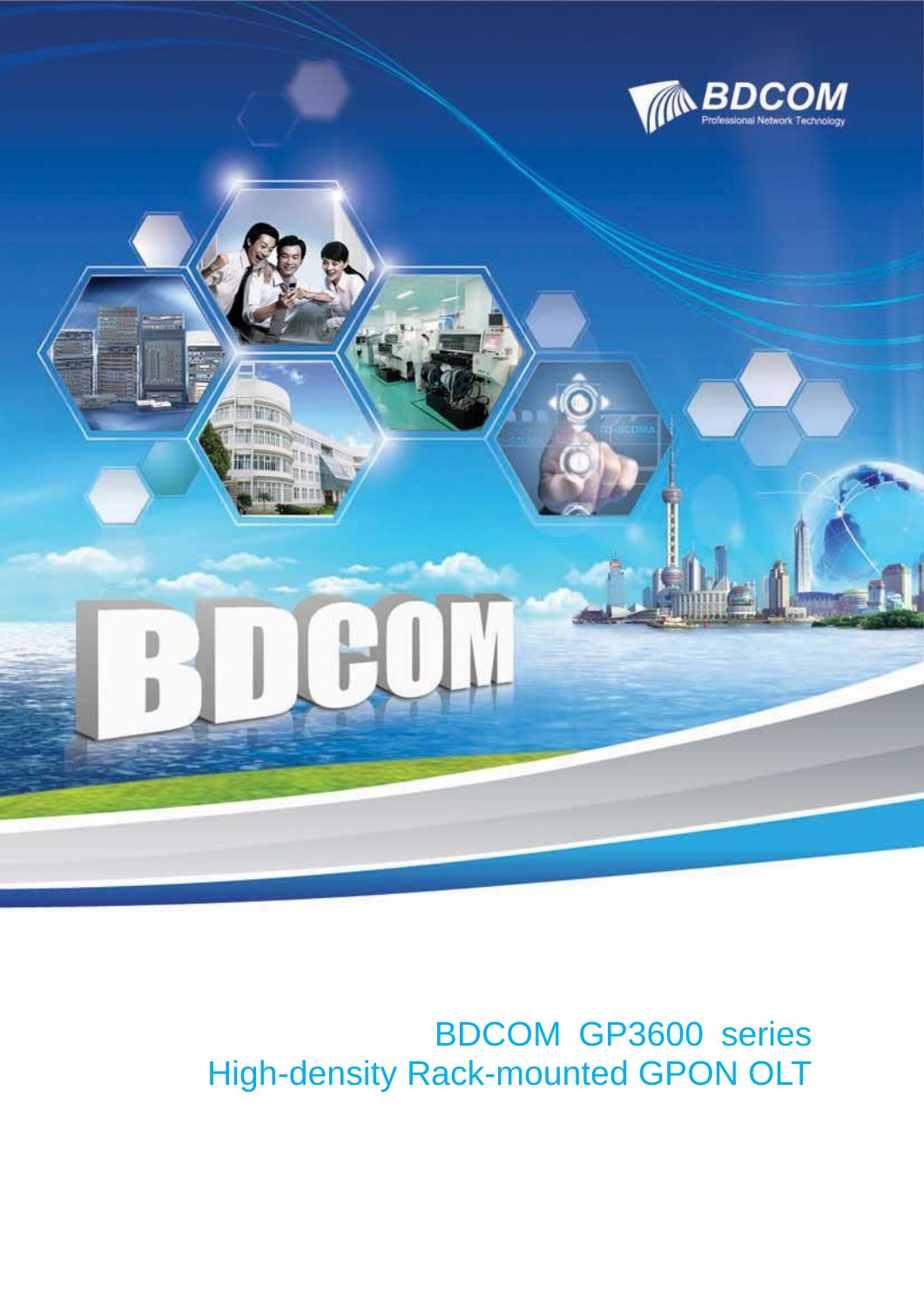# BDCOM GP3600 series
# High-density Rack-mounted GPON OLT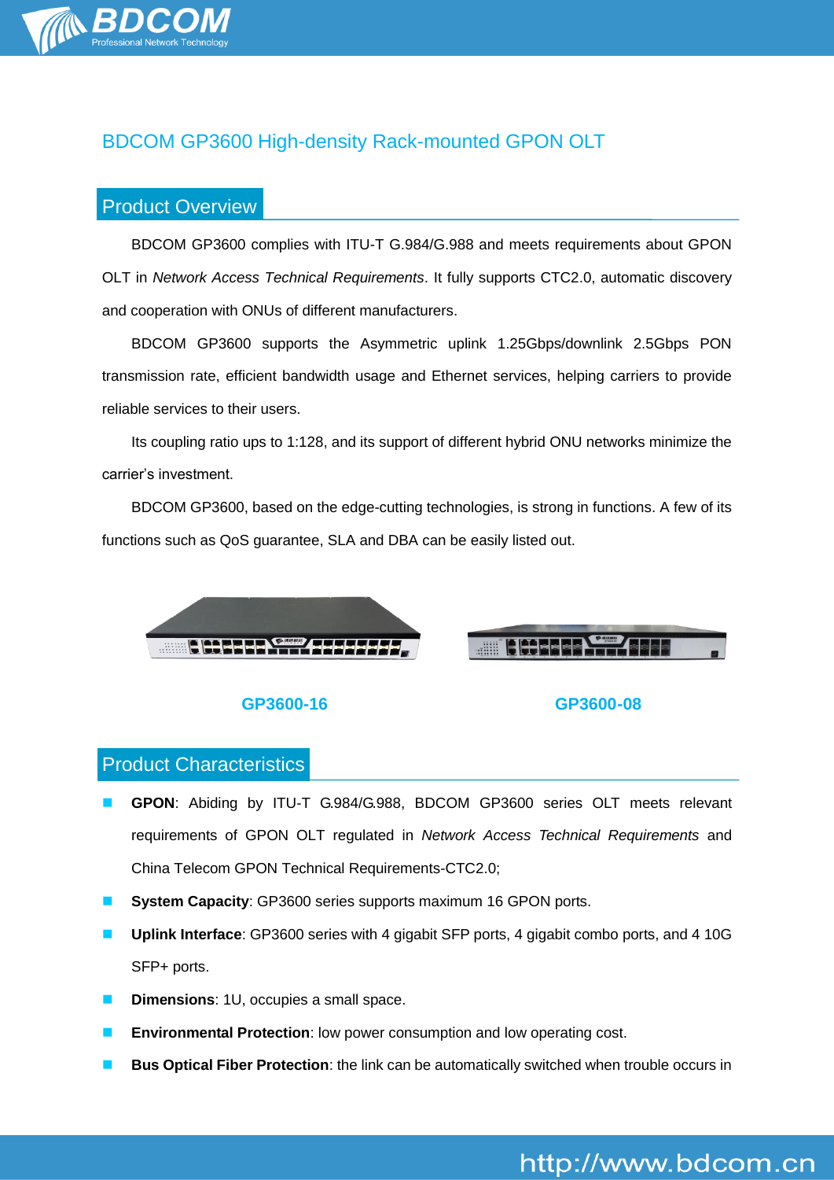# BDCOM GP3600 High-density Rack-mounted GPON OLT

## Product Overview

BDCOM GP3600 complies with ITU-T G.984/G.988 and meets requirements about GPON OLT in *Network Access Technical Requirements*. It fully supports CTC2.0, automatic discovery and cooperation with ONUs of different manufacturers.

BDCOM GP3600 supports the Asymmetric uplink 1.25Gbps/downlink 2.5Gbps PON transmission rate, efficient bandwidth usage and Ethernet services, helping carriers to provide reliable services to their users.

Its coupling ratio ups to 1:128, and its support of different hybrid ONU networks minimize the carrier's investment.

BDCOM GP3600, based on the edge-cutting technologies, is strong in functions. A few of its functions such as QoS guarantee, SLA and DBA can be easily listed out.

**GP3600-16**

**GP3600-08**

## Product Characteristics

- **GPON**: Abiding by ITU-T G.984/G.988, BDCOM GP3600 series OLT meets relevant requirements of GPON OLT regulated in *Network Access Technical Requirements* and China Telecom GPON Technical Requirements-CTC2.0;
- **System Capacity**: GP3600 series supports maximum 16 GPON ports.
- **Uplink Interface**: GP3600 series with 4 gigabit SFP ports, 4 gigabit combo ports, and 4 10G SFP+ ports.
- **Dimensions**: 1U, occupies a small space.
- **Environmental Protection**: low power consumption and low operating cost.
- **Bus Optical Fiber Protection**: the link can be automatically switched when trouble occurs in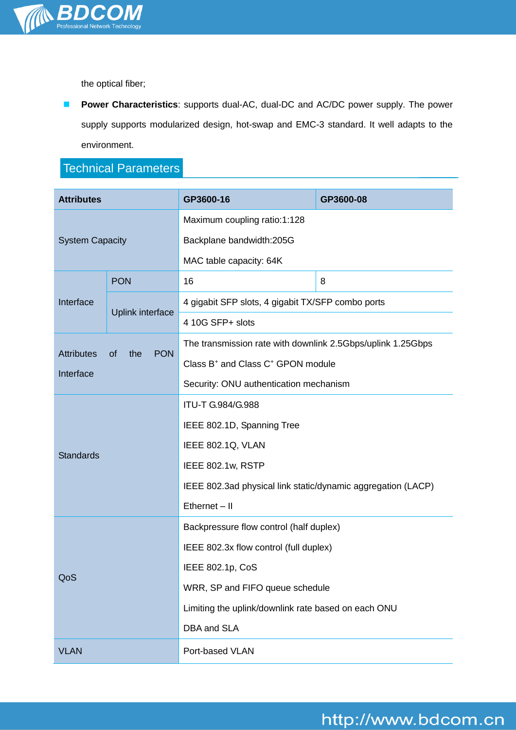the optical fiber;

- **Power Characteristics**: supports dual-AC, dual-DC and AC/DC power supply. The power supply supports modularized design, hot-swap and EMC-3 standard. It well adapts to the environment.

## Technical Parameters

| Attributes | | GP3600-16 | GP3600-08 |
|---|---|---|---|
| System Capacity | | Maximum coupling ratio:1:128<br>Backplane bandwidth:205G<br>MAC table capacity: 64K | |
| Interface | PON | 16 | 8 |
| | Uplink interface | 4 gigabit SFP slots, 4 gigabit TX/SFP combo ports | |
| | | 4 10G SFP+ slots | |
| Attributes of the PON Interface | | The transmission rate with downlink 2.5Gbps/uplink 1.25Gbps<br>Class $B^+$ and Class $C^+$ GPON module<br>Security: ONU authentication mechanism | |
| Standards | | ITU-T G.984/G.988<br>IEEE 802.1D, Spanning Tree<br>IEEE 802.1Q, VLAN<br>IEEE 802.1w, RSTP<br>IEEE 802.3ad physical link static/dynamic aggregation (LACP)<br>Ethernet – II | |
| QoS | | Backpressure flow control (half duplex)<br>IEEE 802.3x flow control (full duplex)<br>IEEE 802.1p, CoS<br>WRR, SP and FIFO queue schedule<br>Limiting the uplink/downlink rate based on each ONU<br>DBA and SLA | |
| VLAN | | Port-based VLAN | |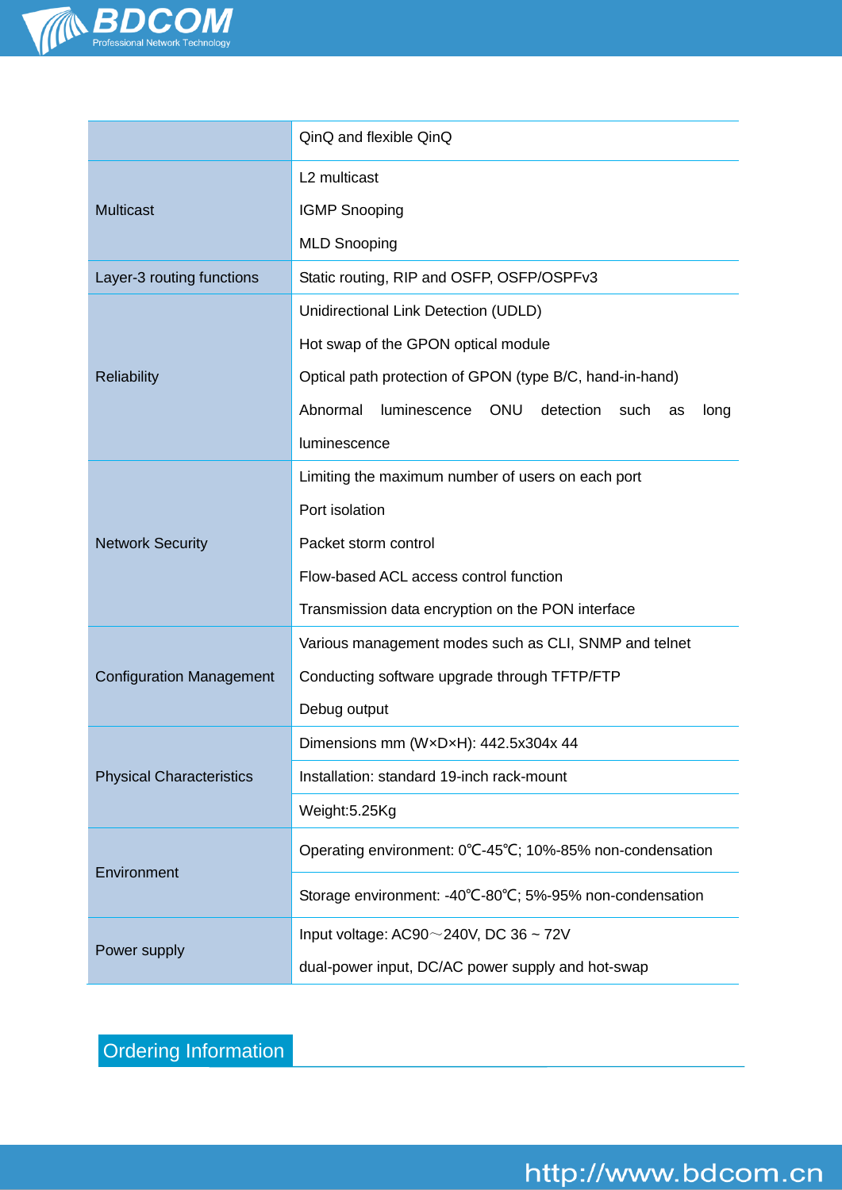| | |
|---|---|
| | QinQ and flexible QinQ |
| Multicast | L2 multicast<br>IGMP Snooping<br>MLD Snooping |
| Layer-3 routing functions | Static routing, RIP and OSFP, OSFP/OSPFv3 |
| Reliability | Unidirectional Link Detection (UDLD)<br>Hot swap of the GPON optical module<br>Optical path protection of GPON (type B/C, hand-in-hand)<br>Abnormal luminescence ONU detection such as long luminescence |
| Network Security | Limiting the maximum number of users on each port<br>Port isolation<br>Packet storm control<br>Flow-based ACL access control function<br>Transmission data encryption on the PON interface |
| Configuration Management | Various management modes such as CLI, SNMP and telnet<br>Conducting software upgrade through TFTP/FTP<br>Debug output |
| Physical Characteristics | Dimensions mm (W×D×H): 442.5x304x 44 |
| | Installation: standard 19-inch rack-mount |
| | Weight:5.25Kg |
| Environment | Operating environment: 0℃-45℃; 10%-85% non-condensation |
| | Storage environment: -40℃-80℃; 5%-95% non-condensation |
| Power supply | Input voltage: AC90～240V, DC 36 ~ 72V<br>dual-power input, DC/AC power supply and hot-swap |

## Ordering Information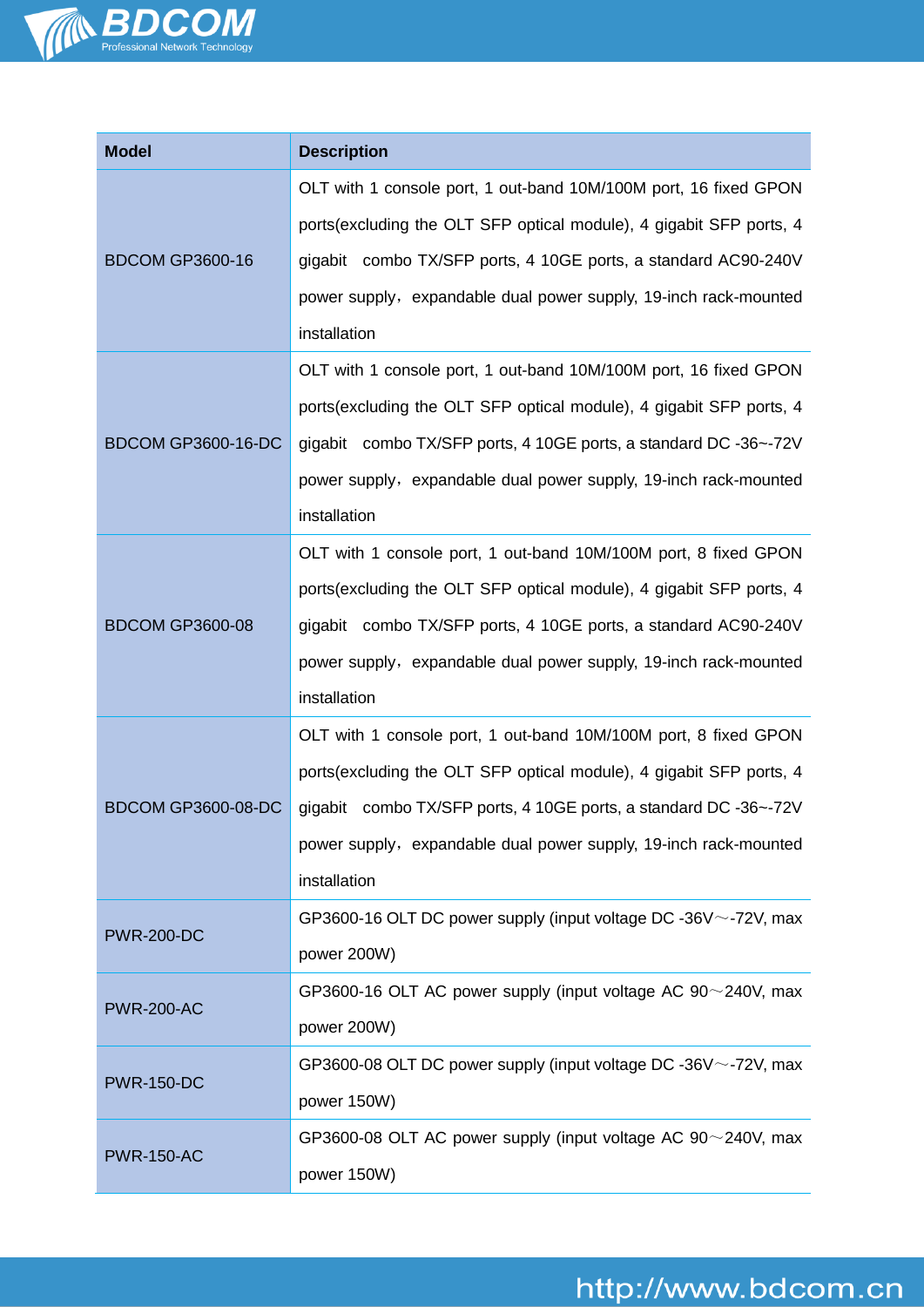| Model | Description |
|---|---|
| BDCOM GP3600-16 | OLT with 1 console port, 1 out-band 10M/100M port, 16 fixed GPON ports(excluding the OLT SFP optical module), 4 gigabit SFP ports, 4 gigabit combo TX/SFP ports, 4 10GE ports, a standard AC90-240V power supply，expandable dual power supply, 19-inch rack-mounted installation |
| BDCOM GP3600-16-DC | OLT with 1 console port, 1 out-band 10M/100M port, 16 fixed GPON ports(excluding the OLT SFP optical module), 4 gigabit SFP ports, 4 gigabit combo TX/SFP ports, 4 10GE ports, a standard DC -36~-72V power supply，expandable dual power supply, 19-inch rack-mounted installation |
| BDCOM GP3600-08 | OLT with 1 console port, 1 out-band 10M/100M port, 8 fixed GPON ports(excluding the OLT SFP optical module), 4 gigabit SFP ports, 4 gigabit combo TX/SFP ports, 4 10GE ports, a standard AC90-240V power supply，expandable dual power supply, 19-inch rack-mounted installation |
| BDCOM GP3600-08-DC | OLT with 1 console port, 1 out-band 10M/100M port, 8 fixed GPON ports(excluding the OLT SFP optical module), 4 gigabit SFP ports, 4 gigabit combo TX/SFP ports, 4 10GE ports, a standard DC -36~-72V power supply，expandable dual power supply, 19-inch rack-mounted installation |
| PWR-200-DC | GP3600-16 OLT DC power supply (input voltage DC -36V～-72V, max power 200W) |
| PWR-200-AC | GP3600-16 OLT AC power supply (input voltage AC 90～240V, max power 200W) |
| PWR-150-DC | GP3600-08 OLT DC power supply (input voltage DC -36V～-72V, max power 150W) |
| PWR-150-AC | GP3600-08 OLT AC power supply (input voltage AC 90～240V, max power 150W) |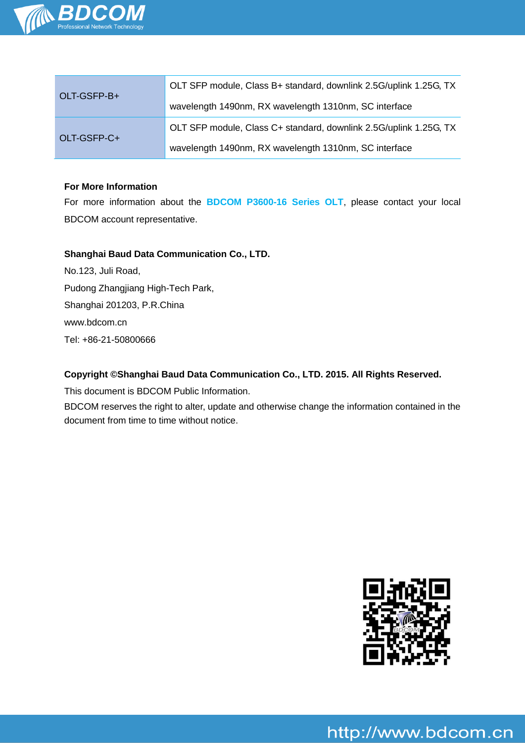| | |
|---|---|
| OLT-GSFP-B+ | OLT SFP module, Class B+ standard, downlink 2.5G/uplink 1.25G, TX wavelength 1490nm, RX wavelength 1310nm, SC interface |
| OLT-GSFP-C+ | OLT SFP module, Class C+ standard, downlink 2.5G/uplink 1.25G, TX wavelength 1490nm, RX wavelength 1310nm, SC interface |

**For More Information**

For more information about the **BDCOM P3600-16 Series OLT**, please contact your local BDCOM account representative.

**Shanghai Baud Data Communication Co., LTD.**

No.123, Juli Road,

Pudong Zhangjiang High-Tech Park,

Shanghai 201203, P.R.China

www.bdcom.cn

Tel: +86-21-50800666

**Copyright ©Shanghai Baud Data Communication Co., LTD. 2015. All Rights Reserved.**

This document is BDCOM Public Information.

BDCOM reserves the right to alter, update and otherwise change the information contained in the document from time to time without notice.